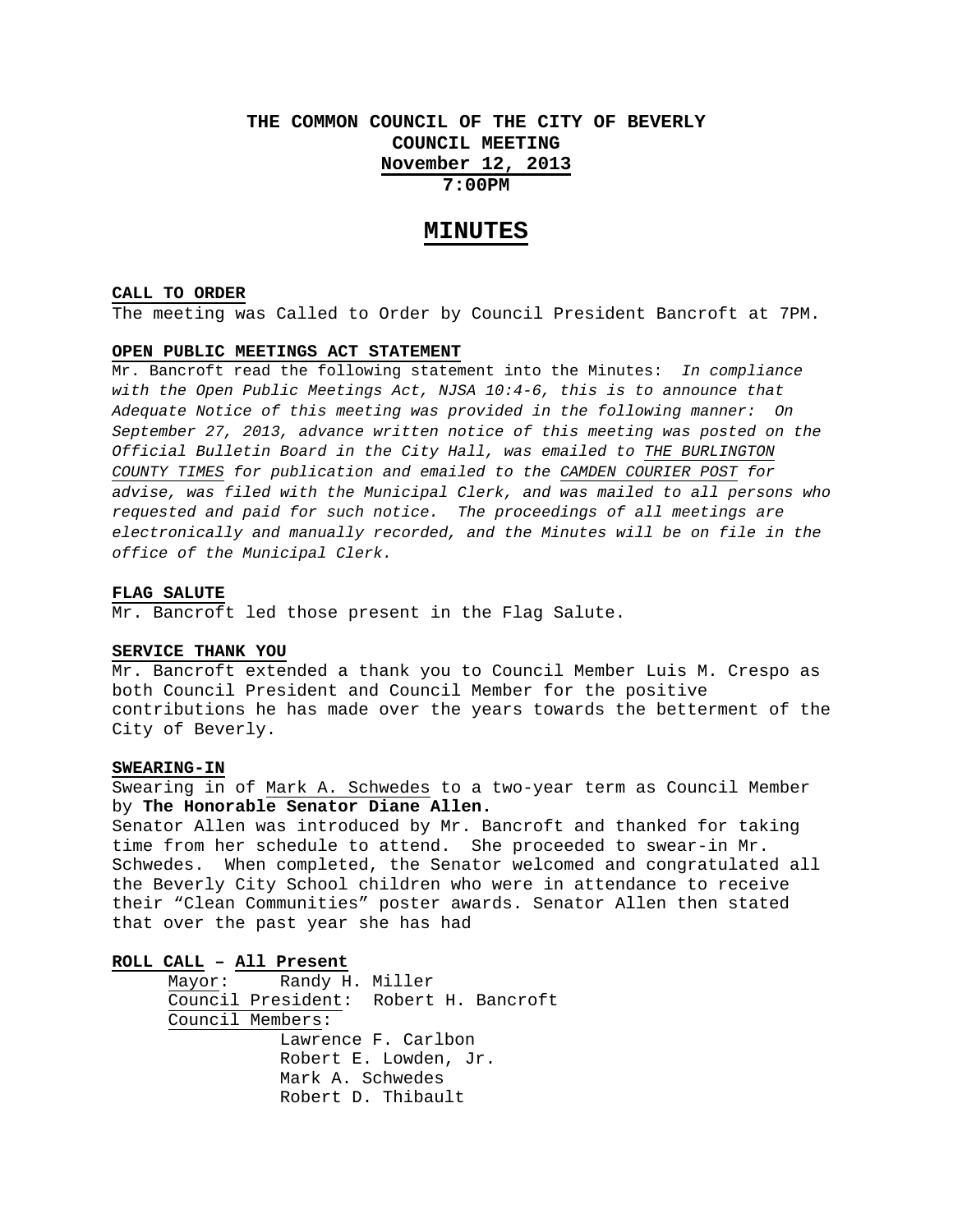# THE COMMON COUNCIL OF THE CITY OF BEVERLY
## COUNCIL MEETING
## November 12, 2013
## 7:00PM

# MINUTES

**CALL TO ORDER**

The meeting was Called to Order by Council President Bancroft at 7PM.

**OPEN PUBLIC MEETINGS ACT STATEMENT**

Mr. Bancroft read the following statement into the Minutes: *In compliance with the Open Public Meetings Act, NJSA 10:4-6, this is to announce that Adequate Notice of this meeting was provided in the following manner: On September 27, 2013, advance written notice of this meeting was posted on the Official Bulletin Board in the City Hall, was emailed to THE BURLINGTON COUNTY TIMES for publication and emailed to the CAMDEN COURIER POST for advise, was filed with the Municipal Clerk, and was mailed to all persons who requested and paid for such notice. The proceedings of all meetings are electronically and manually recorded, and the Minutes will be on file in the office of the Municipal Clerk.*

**FLAG SALUTE**

Mr. Bancroft led those present in the Flag Salute.

**SERVICE THANK YOU**

Mr. Bancroft extended a thank you to Council Member Luis M. Crespo as both Council President and Council Member for the positive contributions he has made over the years towards the betterment of the City of Beverly.

**SWEARING-IN**

Swearing in of Mark A. Schwedes to a two-year term as Council Member by **The Honorable Senator Diane Allen.**

Senator Allen was introduced by Mr. Bancroft and thanked for taking time from her schedule to attend. She proceeded to swear-in Mr. Schwedes. When completed, the Senator welcomed and congratulated all the Beverly City School children who were in attendance to receive their "Clean Communities" poster awards. Senator Allen then stated that over the past year she has had

**ROLL CALL – All Present**

Mayor: Randy H. Miller
Council President: Robert H. Bancroft
Council Members:
- Lawrence F. Carlbon
- Robert E. Lowden, Jr.
- Mark A. Schwedes
- Robert D. Thibault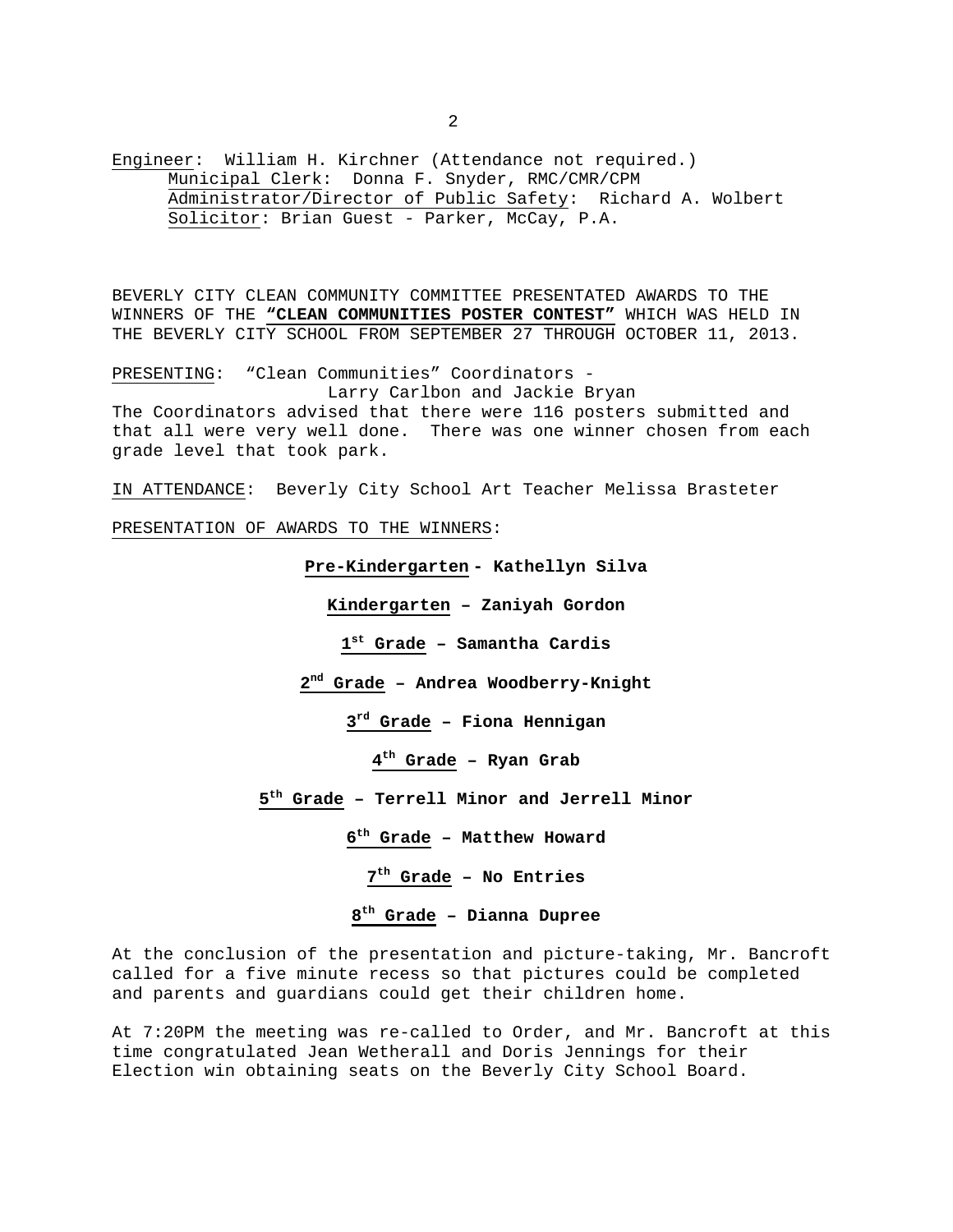<u>Engineer</u>: William H. Kirchner (Attendance not required.)
<u>Municipal Clerk</u>: Donna F. Snyder, RMC/CMR/CPM
<u>Administrator/Director of Public Safety</u>: Richard A. Wolbert
<u>Solicitor</u>: Brian Guest - Parker, McCay, P.A.

BEVERLY CITY CLEAN COMMUNITY COMMITTEE PRESENTATED AWARDS TO THE WINNERS OF THE **<u>"CLEAN COMMUNITIES POSTER CONTEST"</u>** WHICH WAS HELD IN THE BEVERLY CITY SCHOOL FROM SEPTEMBER 27 THROUGH OCTOBER 11, 2013.

<u>PRESENTING</u>: "Clean Communities" Coordinators - Larry Carlbon and Jackie Bryan

The Coordinators advised that there were 116 posters submitted and that all were very well done. There was one winner chosen from each grade level that took park.

<u>IN ATTENDANCE</u>: Beverly City School Art Teacher Melissa Brasteter

<u>PRESENTATION OF AWARDS TO THE WINNERS</u>:

**<u>Pre-Kindergarten</u> - Kathellyn Silva**

**<u>Kindergarten</u> – Zaniyah Gordon**

**<u>1st Grade</u> – Samantha Cardis**

**<u>2nd Grade</u> – Andrea Woodberry-Knight**

**<u>3rd Grade</u> – Fiona Hennigan**

**<u>4th Grade</u> – Ryan Grab**

**<u>5th Grade</u> – Terrell Minor and Jerrell Minor**

**<u>6th Grade</u> – Matthew Howard**

**<u>7th Grade</u> – No Entries**

**<u>8th Grade</u> – Dianna Dupree**

At the conclusion of the presentation and picture-taking, Mr. Bancroft called for a five minute recess so that pictures could be completed and parents and guardians could get their children home.

At 7:20PM the meeting was re-called to Order, and Mr. Bancroft at this time congratulated Jean Wetherall and Doris Jennings for their Election win obtaining seats on the Beverly City School Board.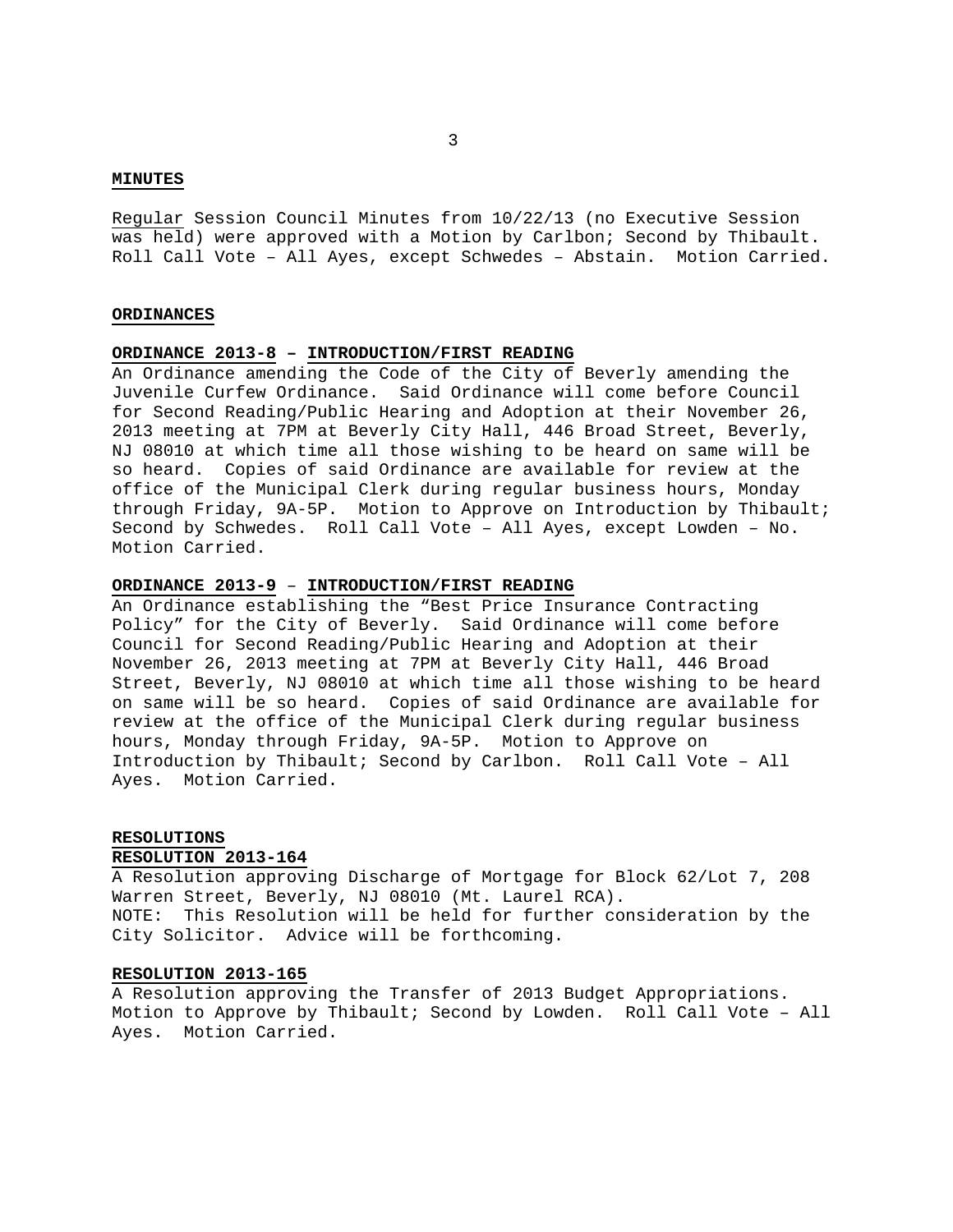## MINUTES

Regular Session Council Minutes from 10/22/13 (no Executive Session was held) were approved with a Motion by Carlbon; Second by Thibault. Roll Call Vote – All Ayes, except Schwedes – Abstain. Motion Carried.

## ORDINANCES

### ORDINANCE 2013-8 – INTRODUCTION/FIRST READING

An Ordinance amending the Code of the City of Beverly amending the Juvenile Curfew Ordinance. Said Ordinance will come before Council for Second Reading/Public Hearing and Adoption at their November 26, 2013 meeting at 7PM at Beverly City Hall, 446 Broad Street, Beverly, NJ 08010 at which time all those wishing to be heard on same will be so heard. Copies of said Ordinance are available for review at the office of the Municipal Clerk during regular business hours, Monday through Friday, 9A-5P. Motion to Approve on Introduction by Thibault; Second by Schwedes. Roll Call Vote – All Ayes, except Lowden – No. Motion Carried.

### ORDINANCE 2013-9 – INTRODUCTION/FIRST READING

An Ordinance establishing the "Best Price Insurance Contracting Policy" for the City of Beverly. Said Ordinance will come before Council for Second Reading/Public Hearing and Adoption at their November 26, 2013 meeting at 7PM at Beverly City Hall, 446 Broad Street, Beverly, NJ 08010 at which time all those wishing to be heard on same will be so heard. Copies of said Ordinance are available for review at the office of the Municipal Clerk during regular business hours, Monday through Friday, 9A-5P. Motion to Approve on Introduction by Thibault; Second by Carlbon. Roll Call Vote – All Ayes. Motion Carried.

## RESOLUTIONS

### RESOLUTION 2013-164

A Resolution approving Discharge of Mortgage for Block 62/Lot 7, 208 Warren Street, Beverly, NJ 08010 (Mt. Laurel RCA).
NOTE: This Resolution will be held for further consideration by the City Solicitor. Advice will be forthcoming.

### RESOLUTION 2013-165

A Resolution approving the Transfer of 2013 Budget Appropriations. Motion to Approve by Thibault; Second by Lowden. Roll Call Vote – All Ayes. Motion Carried.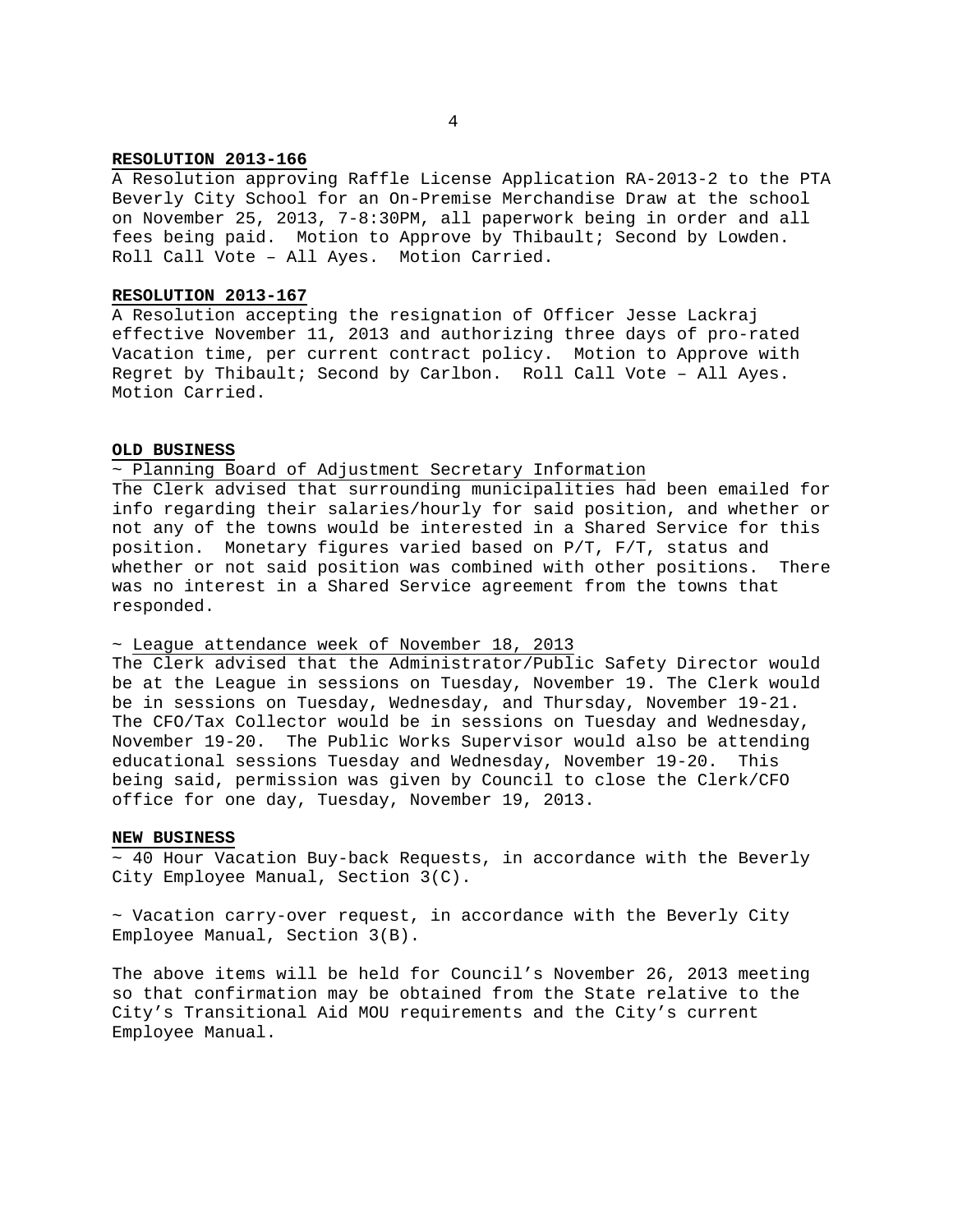**RESOLUTION 2013-166**

A Resolution approving Raffle License Application RA-2013-2 to the PTA Beverly City School for an On-Premise Merchandise Draw at the school on November 25, 2013, 7-8:30PM, all paperwork being in order and all fees being paid. Motion to Approve by Thibault; Second by Lowden. Roll Call Vote – All Ayes. Motion Carried.

**RESOLUTION 2013-167**

A Resolution accepting the resignation of Officer Jesse Lackraj effective November 11, 2013 and authorizing three days of pro-rated Vacation time, per current contract policy. Motion to Approve with Regret by Thibault; Second by Carlbon. Roll Call Vote – All Ayes. Motion Carried.

**OLD BUSINESS**

~ Planning Board of Adjustment Secretary Information

The Clerk advised that surrounding municipalities had been emailed for info regarding their salaries/hourly for said position, and whether or not any of the towns would be interested in a Shared Service for this position. Monetary figures varied based on P/T, F/T, status and whether or not said position was combined with other positions. There was no interest in a Shared Service agreement from the towns that responded.

~ League attendance week of November 18, 2013

The Clerk advised that the Administrator/Public Safety Director would be at the League in sessions on Tuesday, November 19. The Clerk would be in sessions on Tuesday, Wednesday, and Thursday, November 19-21. The CFO/Tax Collector would be in sessions on Tuesday and Wednesday, November 19-20. The Public Works Supervisor would also be attending educational sessions Tuesday and Wednesday, November 19-20. This being said, permission was given by Council to close the Clerk/CFO office for one day, Tuesday, November 19, 2013.

**NEW BUSINESS**

~ 40 Hour Vacation Buy-back Requests, in accordance with the Beverly City Employee Manual, Section 3(C).

~ Vacation carry-over request, in accordance with the Beverly City Employee Manual, Section 3(B).

The above items will be held for Council's November 26, 2013 meeting so that confirmation may be obtained from the State relative to the City's Transitional Aid MOU requirements and the City's current Employee Manual.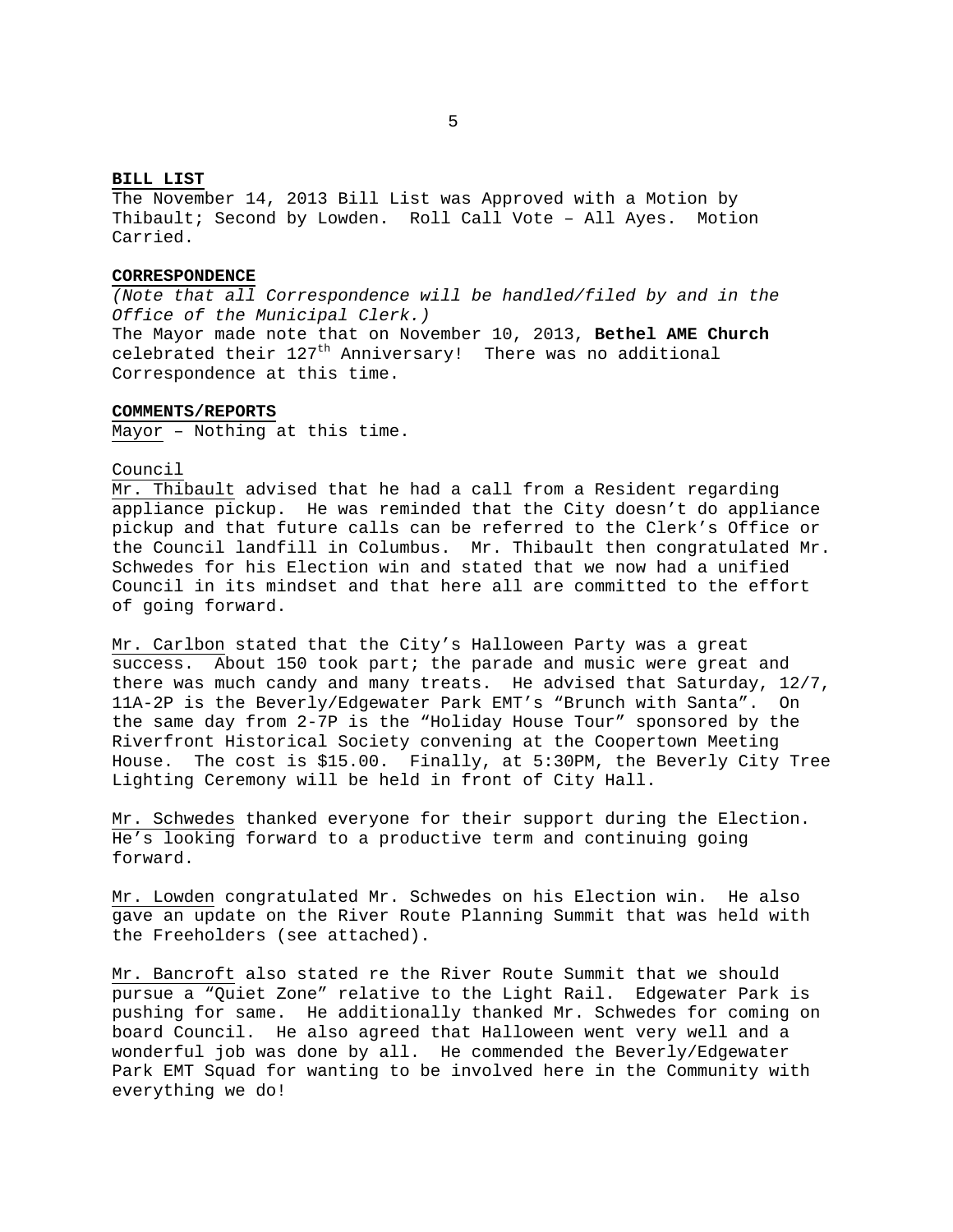**BILL LIST**

The November 14, 2013 Bill List was Approved with a Motion by Thibault; Second by Lowden. Roll Call Vote – All Ayes. Motion Carried.

**CORRESPONDENCE**

*(Note that all Correspondence will be handled/filed by and in the Office of the Municipal Clerk.)*

The Mayor made note that on November 10, 2013, **Bethel AME Church** celebrated their 127th Anniversary! There was no additional Correspondence at this time.

**COMMENTS/REPORTS**

Mayor – Nothing at this time.

Council

Mr. Thibault advised that he had a call from a Resident regarding appliance pickup. He was reminded that the City doesn't do appliance pickup and that future calls can be referred to the Clerk's Office or the Council landfill in Columbus. Mr. Thibault then congratulated Mr. Schwedes for his Election win and stated that we now had a unified Council in its mindset and that here all are committed to the effort of going forward.

Mr. Carlbon stated that the City's Halloween Party was a great success. About 150 took part; the parade and music were great and there was much candy and many treats. He advised that Saturday, 12/7, 11A-2P is the Beverly/Edgewater Park EMT's "Brunch with Santa". On the same day from 2-7P is the "Holiday House Tour" sponsored by the Riverfront Historical Society convening at the Coopertown Meeting House. The cost is $15.00. Finally, at 5:30PM, the Beverly City Tree Lighting Ceremony will be held in front of City Hall.

Mr. Schwedes thanked everyone for their support during the Election. He's looking forward to a productive term and continuing going forward.

Mr. Lowden congratulated Mr. Schwedes on his Election win. He also gave an update on the River Route Planning Summit that was held with the Freeholders (see attached).

Mr. Bancroft also stated re the River Route Summit that we should pursue a "Quiet Zone" relative to the Light Rail. Edgewater Park is pushing for same. He additionally thanked Mr. Schwedes for coming on board Council. He also agreed that Halloween went very well and a wonderful job was done by all. He commended the Beverly/Edgewater Park EMT Squad for wanting to be involved here in the Community with everything we do!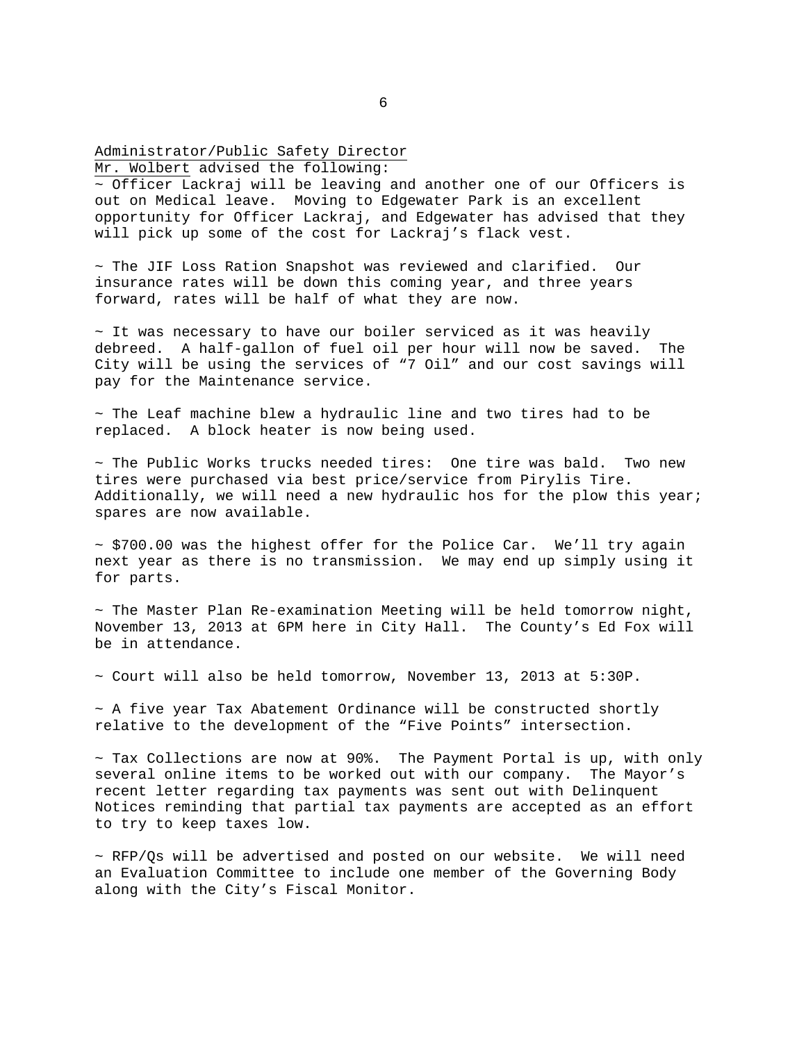<u>Administrator/Public Safety Director</u>
<u>Mr. Wolbert</u> advised the following:

~ Officer Lackraj will be leaving and another one of our Officers is out on Medical leave. Moving to Edgewater Park is an excellent opportunity for Officer Lackraj, and Edgewater has advised that they will pick up some of the cost for Lackraj's flack vest.

~ The JIF Loss Ration Snapshot was reviewed and clarified. Our insurance rates will be down this coming year, and three years forward, rates will be half of what they are now.

~ It was necessary to have our boiler serviced as it was heavily debreed. A half-gallon of fuel oil per hour will now be saved. The City will be using the services of "7 Oil" and our cost savings will pay for the Maintenance service.

~ The Leaf machine blew a hydraulic line and two tires had to be replaced. A block heater is now being used.

~ The Public Works trucks needed tires: One tire was bald. Two new tires were purchased via best price/service from Pirylis Tire. Additionally, we will need a new hydraulic hos for the plow this year; spares are now available.

~ $700.00 was the highest offer for the Police Car. We'll try again next year as there is no transmission. We may end up simply using it for parts.

~ The Master Plan Re-examination Meeting will be held tomorrow night, November 13, 2013 at 6PM here in City Hall. The County's Ed Fox will be in attendance.

~ Court will also be held tomorrow, November 13, 2013 at 5:30P.

~ A five year Tax Abatement Ordinance will be constructed shortly relative to the development of the "Five Points" intersection.

~ Tax Collections are now at 90%. The Payment Portal is up, with only several online items to be worked out with our company. The Mayor's recent letter regarding tax payments was sent out with Delinquent Notices reminding that partial tax payments are accepted as an effort to try to keep taxes low.

~ RFP/Qs will be advertised and posted on our website. We will need an Evaluation Committee to include one member of the Governing Body along with the City's Fiscal Monitor.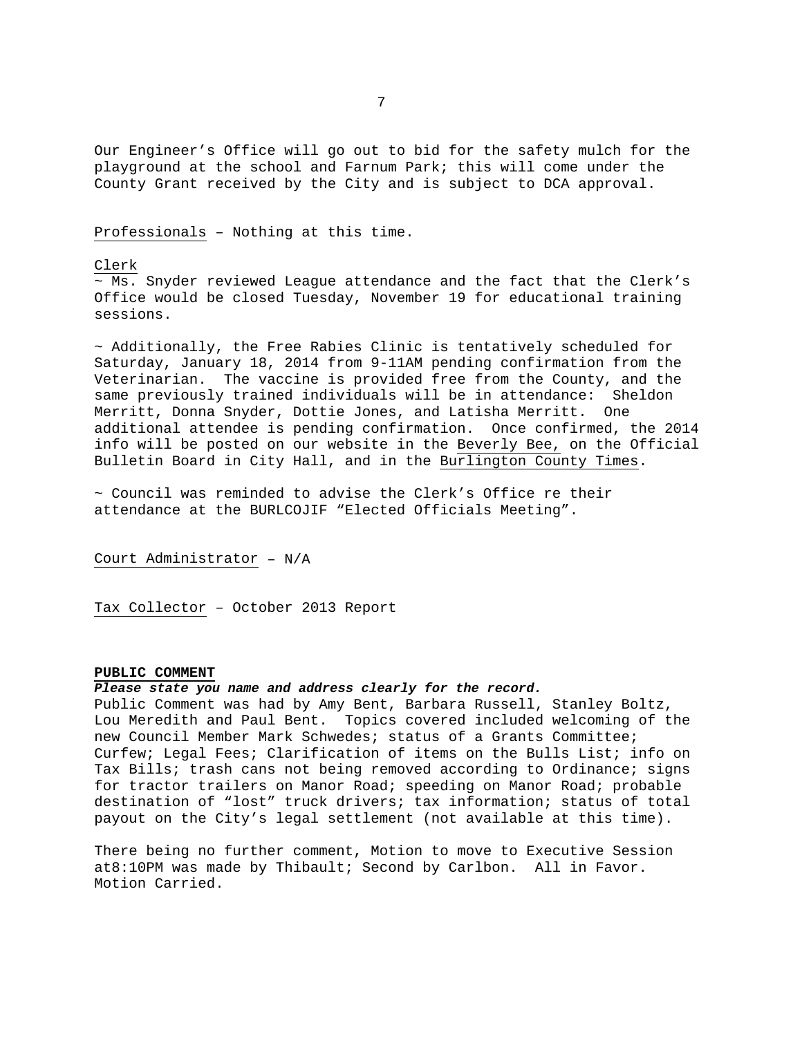Our Engineer's Office will go out to bid for the safety mulch for the playground at the school and Farnum Park; this will come under the County Grant received by the City and is subject to DCA approval.

Professionals – Nothing at this time.

Clerk

~ Ms. Snyder reviewed League attendance and the fact that the Clerk's Office would be closed Tuesday, November 19 for educational training sessions.

~ Additionally, the Free Rabies Clinic is tentatively scheduled for Saturday, January 18, 2014 from 9-11AM pending confirmation from the Veterinarian. The vaccine is provided free from the County, and the same previously trained individuals will be in attendance: Sheldon Merritt, Donna Snyder, Dottie Jones, and Latisha Merritt. One additional attendee is pending confirmation. Once confirmed, the 2014 info will be posted on our website in the Beverly Bee, on the Official Bulletin Board in City Hall, and in the Burlington County Times.

~ Council was reminded to advise the Clerk's Office re their attendance at the BURLCOJIF "Elected Officials Meeting".

Court Administrator – N/A

Tax Collector – October 2013 Report

**PUBLIC COMMENT**

***Please state you name and address clearly for the record.***

Public Comment was had by Amy Bent, Barbara Russell, Stanley Boltz, Lou Meredith and Paul Bent. Topics covered included welcoming of the new Council Member Mark Schwedes; status of a Grants Committee; Curfew; Legal Fees; Clarification of items on the Bulls List; info on Tax Bills; trash cans not being removed according to Ordinance; signs for tractor trailers on Manor Road; speeding on Manor Road; probable destination of "lost" truck drivers; tax information; status of total payout on the City's legal settlement (not available at this time).

There being no further comment, Motion to move to Executive Session at8:10PM was made by Thibault; Second by Carlbon. All in Favor. Motion Carried.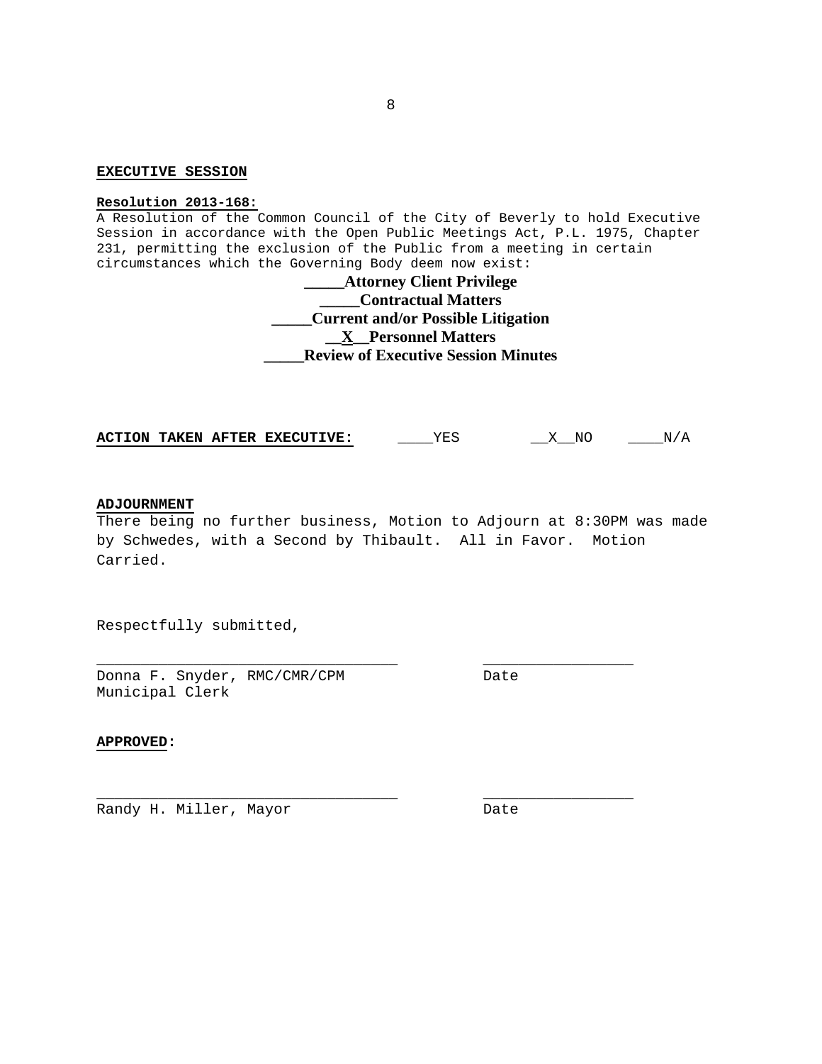**EXECUTIVE SESSION**

**Resolution 2013-168:**
A Resolution of the Common Council of the City of Beverly to hold Executive Session in accordance with the Open Public Meetings Act, P.L. 1975, Chapter 231, permitting the exclusion of the Public from a meeting in certain circumstances which the Governing Body deem now exist:

**_____Attorney Client Privilege**
**_____Contractual Matters**
**_____Current and/or Possible Litigation**
**__X__Personnel Matters**
**_____Review of Executive Session Minutes**

**ACTION TAKEN AFTER EXECUTIVE:** ____YES __X__NO ____N/A

**ADJOURNMENT**
There being no further business, Motion to Adjourn at 8:30PM was made by Schwedes, with a Second by Thibault. All in Favor. Motion Carried.

Respectfully submitted,

_________________________________ _________________
Donna F. Snyder, RMC/CMR/CPM Date
Municipal Clerk

**APPROVED:**

_________________________________ _________________
Randy H. Miller, Mayor Date